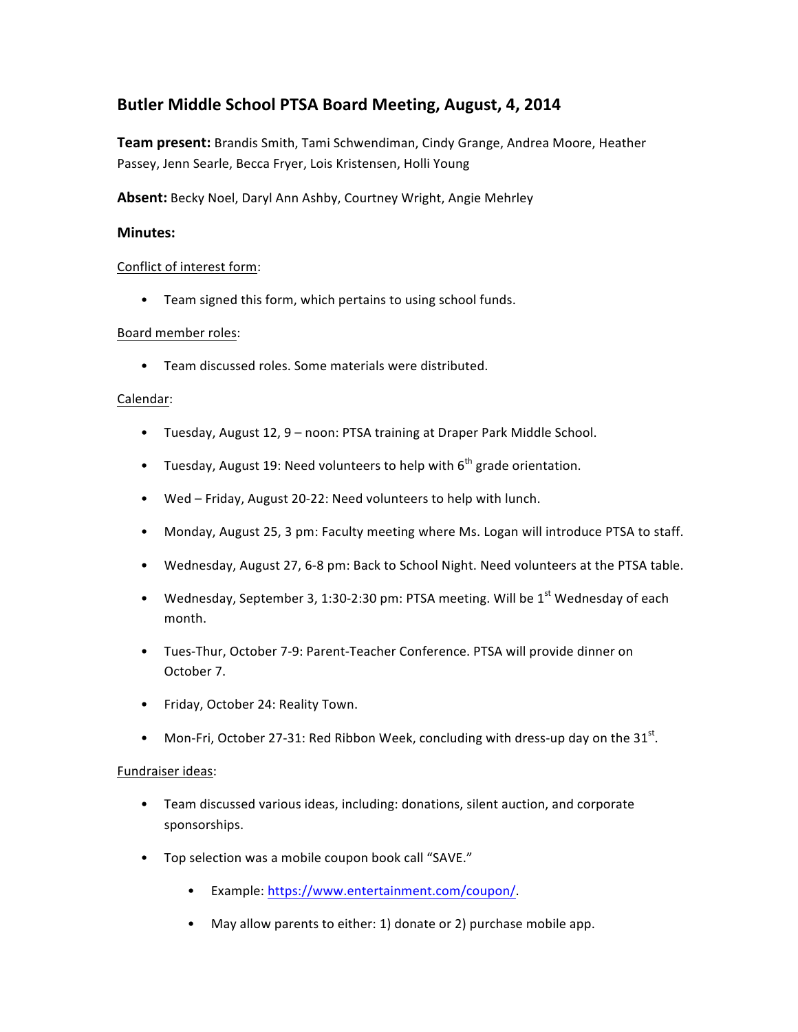# Butler Middle School PTSA Board Meeting, August, 4, 2014

**Team present:** Brandis Smith, Tami Schwendiman, Cindy Grange, Andrea Moore, Heather Passey, Jenn Searle, Becca Fryer, Lois Kristensen, Holli Young

**Absent:** Becky Noel, Daryl Ann Ashby, Courtney Wright, Angie Mehrley

## Minutes:

<u>Conflict of interest form</u>:

- Team signed this form, which pertains to using school funds.

<u>Board member roles</u>:

- Team discussed roles. Some materials were distributed.

<u>Calendar</u>:

- Tuesday, August 12, 9 – noon: PTSA training at Draper Park Middle School.
- Tuesday, August 19: Need volunteers to help with 6th grade orientation.
- Wed – Friday, August 20-22: Need volunteers to help with lunch.
- Monday, August 25, 3 pm: Faculty meeting where Ms. Logan will introduce PTSA to staff.
- Wednesday, August 27, 6-8 pm: Back to School Night. Need volunteers at the PTSA table.
- Wednesday, September 3, 1:30-2:30 pm: PTSA meeting. Will be 1st Wednesday of each month.
- Tues-Thur, October 7-9: Parent-Teacher Conference. PTSA will provide dinner on October 7.
- Friday, October 24: Reality Town.
- Mon-Fri, October 27-31: Red Ribbon Week, concluding with dress-up day on the 31st.

<u>Fundraiser ideas</u>:

- Team discussed various ideas, including: donations, silent auction, and corporate sponsorships.
- Top selection was a mobile coupon book call "SAVE."
  - Example: https://www.entertainment.com/coupon/.
  - May allow parents to either: 1) donate or 2) purchase mobile app.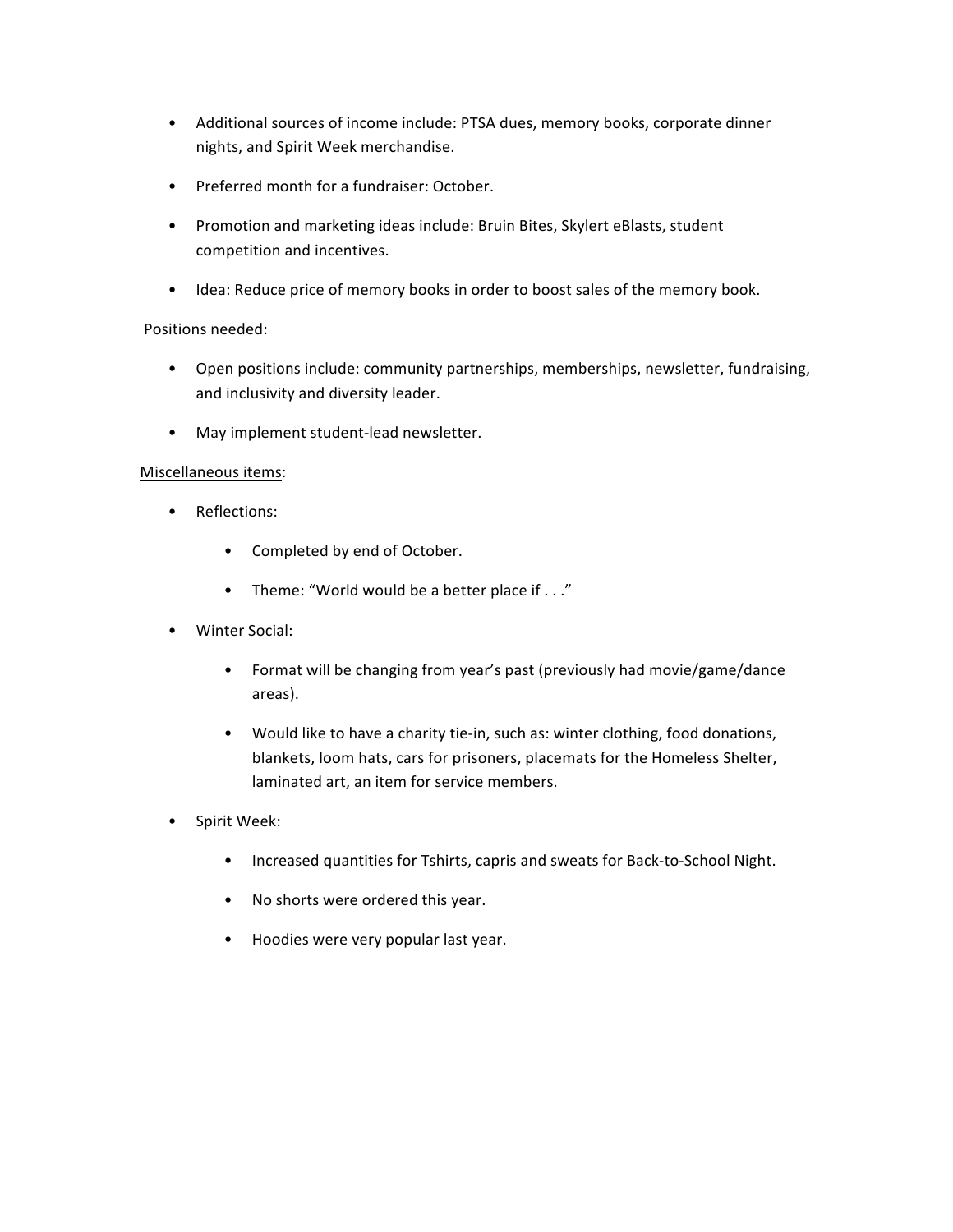- Additional sources of income include: PTSA dues, memory books, corporate dinner nights, and Spirit Week merchandise.
- Preferred month for a fundraiser: October.
- Promotion and marketing ideas include: Bruin Bites, Skylert eBlasts, student competition and incentives.
- Idea: Reduce price of memory books in order to boost sales of the memory book.

<u>Positions needed</u>:

- Open positions include: community partnerships, memberships, newsletter, fundraising, and inclusivity and diversity leader.
- May implement student-lead newsletter.

<u>Miscellaneous items</u>:

- Reflections:
  - Completed by end of October.
  - Theme: "World would be a better place if . . ."
- Winter Social:
  - Format will be changing from year's past (previously had movie/game/dance areas).
  - Would like to have a charity tie-in, such as: winter clothing, food donations, blankets, loom hats, cars for prisoners, placemats for the Homeless Shelter, laminated art, an item for service members.
- Spirit Week:
  - Increased quantities for Tshirts, capris and sweats for Back-to-School Night.
  - No shorts were ordered this year.
  - Hoodies were very popular last year.